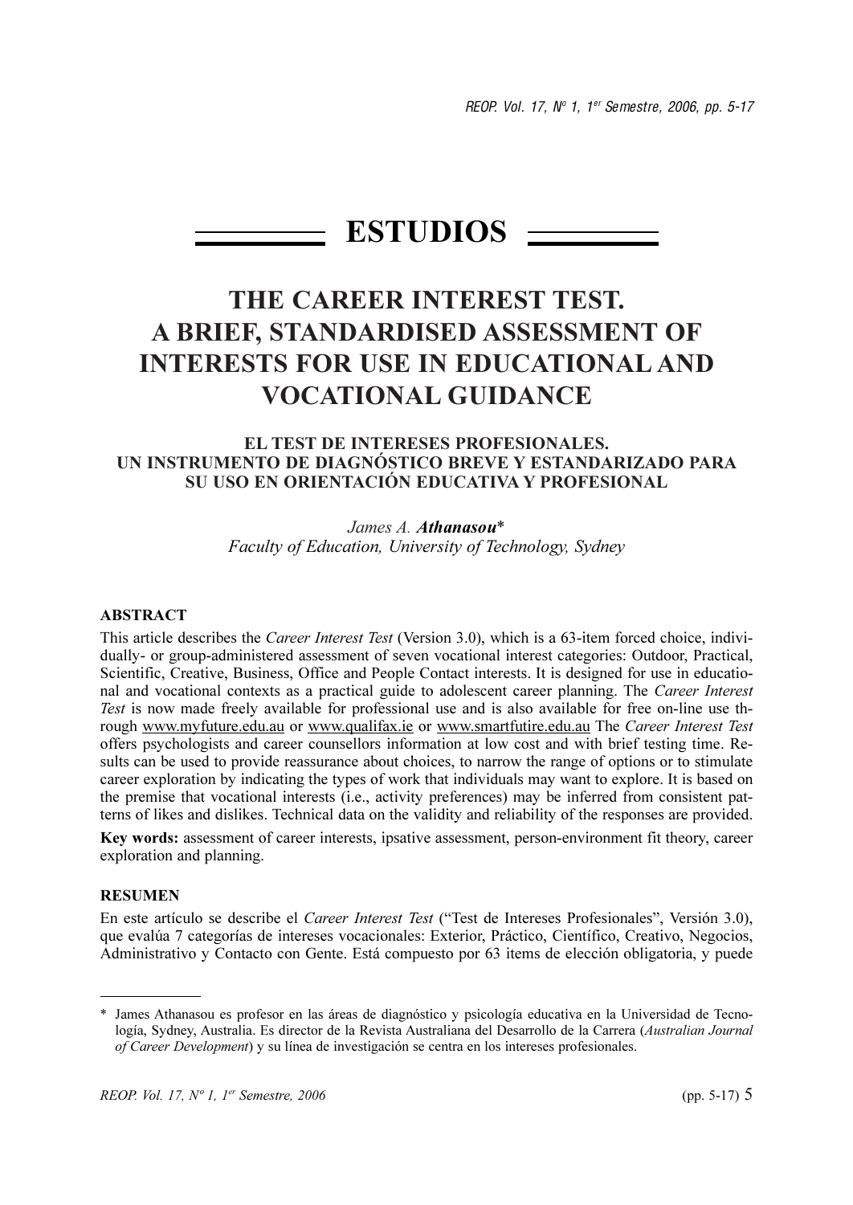# ESTUDIOS

# THE CAREER INTEREST TEST. A BRIEF, STANDARDISED ASSESSMENT OF INTERESTS FOR USE IN EDUCATIONAL AND VOCATIONAL GUIDANCE

## EL TEST DE INTERESES PROFESIONALES. UN INSTRUMENTO DE DIAGNÓSTICO BREVE Y ESTANDARIZADO PARA SU USO EN ORIENTACIÓN EDUCATIVA Y PROFESIONAL

*James A.* ***Athanasou****
*Faculty of Education, University of Technology, Sydney*

### ABSTRACT

This article describes the *Career Interest Test* (Version 3.0), which is a 63-item forced choice, individually- or group-administered assessment of seven vocational interest categories: Outdoor, Practical, Scientific, Creative, Business, Office and People Contact interests. It is designed for use in educational and vocational contexts as a practical guide to adolescent career planning. The *Career Interest Test* is now made freely available for professional use and is also available for free on-line use through www.myfuture.edu.au or www.qualifax.ie or www.smartfutire.edu.au The *Career Interest Test* offers psychologists and career counsellors information at low cost and with brief testing time. Results can be used to provide reassurance about choices, to narrow the range of options or to stimulate career exploration by indicating the types of work that individuals may want to explore. It is based on the premise that vocational interests (i.e., activity preferences) may be inferred from consistent patterns of likes and dislikes. Technical data on the validity and reliability of the responses are provided.

**Key words:** assessment of career interests, ipsative assessment, person-environment fit theory, career exploration and planning.

### RESUMEN

En este artículo se describe el *Career Interest Test* ("Test de Intereses Profesionales", Versión 3.0), que evalúa 7 categorías de intereses vocacionales: Exterior, Práctico, Científico, Creativo, Negocios, Administrativo y Contacto con Gente. Está compuesto por 63 items de elección obligatoria, y puede

---

\* James Athanasou es profesor en las áreas de diagnóstico y psicología educativa en la Universidad de Tecnología, Sydney, Australia. Es director de la Revista Australiana del Desarrollo de la Carrera (*Australian Journal of Career Development*) y su línea de investigación se centra en los intereses profesionales.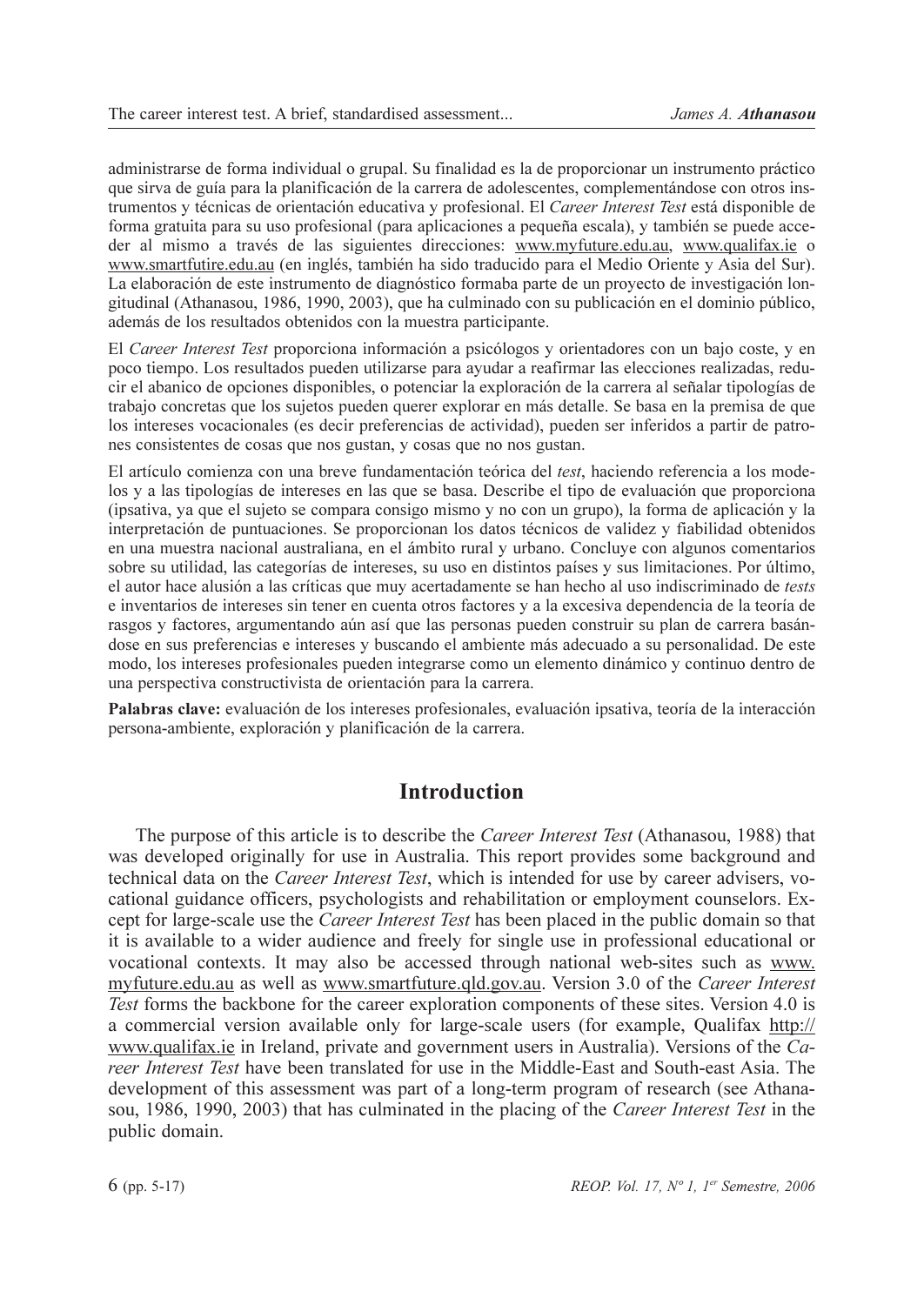administrarse de forma individual o grupal. Su finalidad es la de proporcionar un instrumento práctico que sirva de guía para la planificación de la carrera de adolescentes, complementándose con otros instrumentos y técnicas de orientación educativa y profesional. El *Career Interest Test* está disponible de forma gratuita para su uso profesional (para aplicaciones a pequeña escala), y también se puede acceder al mismo a través de las siguientes direcciones: www.myfuture.edu.au, www.qualifax.ie o www.smartfutire.edu.au (en inglés, también ha sido traducido para el Medio Oriente y Asia del Sur). La elaboración de este instrumento de diagnóstico formaba parte de un proyecto de investigación longitudinal (Athanasou, 1986, 1990, 2003), que ha culminado con su publicación en el dominio público, además de los resultados obtenidos con la muestra participante.

El *Career Interest Test* proporciona información a psicólogos y orientadores con un bajo coste, y en poco tiempo. Los resultados pueden utilizarse para ayudar a reafirmar las elecciones realizadas, reducir el abanico de opciones disponibles, o potenciar la exploración de la carrera al señalar tipologías de trabajo concretas que los sujetos pueden querer explorar en más detalle. Se basa en la premisa de que los intereses vocacionales (es decir preferencias de actividad), pueden ser inferidos a partir de patrones consistentes de cosas que nos gustan, y cosas que no nos gustan.

El artículo comienza con una breve fundamentación teórica del *test*, haciendo referencia a los modelos y a las tipologías de intereses en las que se basa. Describe el tipo de evaluación que proporciona (ipsativa, ya que el sujeto se compara consigo mismo y no con un grupo), la forma de aplicación y la interpretación de puntuaciones. Se proporcionan los datos técnicos de validez y fiabilidad obtenidos en una muestra nacional australiana, en el ámbito rural y urbano. Concluye con algunos comentarios sobre su utilidad, las categorías de intereses, su uso en distintos países y sus limitaciones. Por último, el autor hace alusión a las críticas que muy acertadamente se han hecho al uso indiscriminado de *tests* e inventarios de intereses sin tener en cuenta otros factores y a la excesiva dependencia de la teoría de rasgos y factores, argumentando aún así que las personas pueden construir su plan de carrera basándose en sus preferencias e intereses y buscando el ambiente más adecuado a su personalidad. De este modo, los intereses profesionales pueden integrarse como un elemento dinámico y continuo dentro de una perspectiva constructivista de orientación para la carrera.

**Palabras clave:** evaluación de los intereses profesionales, evaluación ipsativa, teoría de la interacción persona-ambiente, exploración y planificación de la carrera.

## Introduction

The purpose of this article is to describe the *Career Interest Test* (Athanasou, 1988) that was developed originally for use in Australia. This report provides some background and technical data on the *Career Interest Test*, which is intended for use by career advisers, vocational guidance officers, psychologists and rehabilitation or employment counselors. Except for large-scale use the *Career Interest Test* has been placed in the public domain so that it is available to a wider audience and freely for single use in professional educational or vocational contexts. It may also be accessed through national web-sites such as www.myfuture.edu.au as well as www.smartfuture.qld.gov.au. Version 3.0 of the *Career Interest Test* forms the backbone for the career exploration components of these sites. Version 4.0 is a commercial version available only for large-scale users (for example, Qualifax http://www.qualifax.ie in Ireland, private and government users in Australia). Versions of the *Career Interest Test* have been translated for use in the Middle-East and South-east Asia. The development of this assessment was part of a long-term program of research (see Athanasou, 1986, 1990, 2003) that has culminated in the placing of the *Career Interest Test* in the public domain.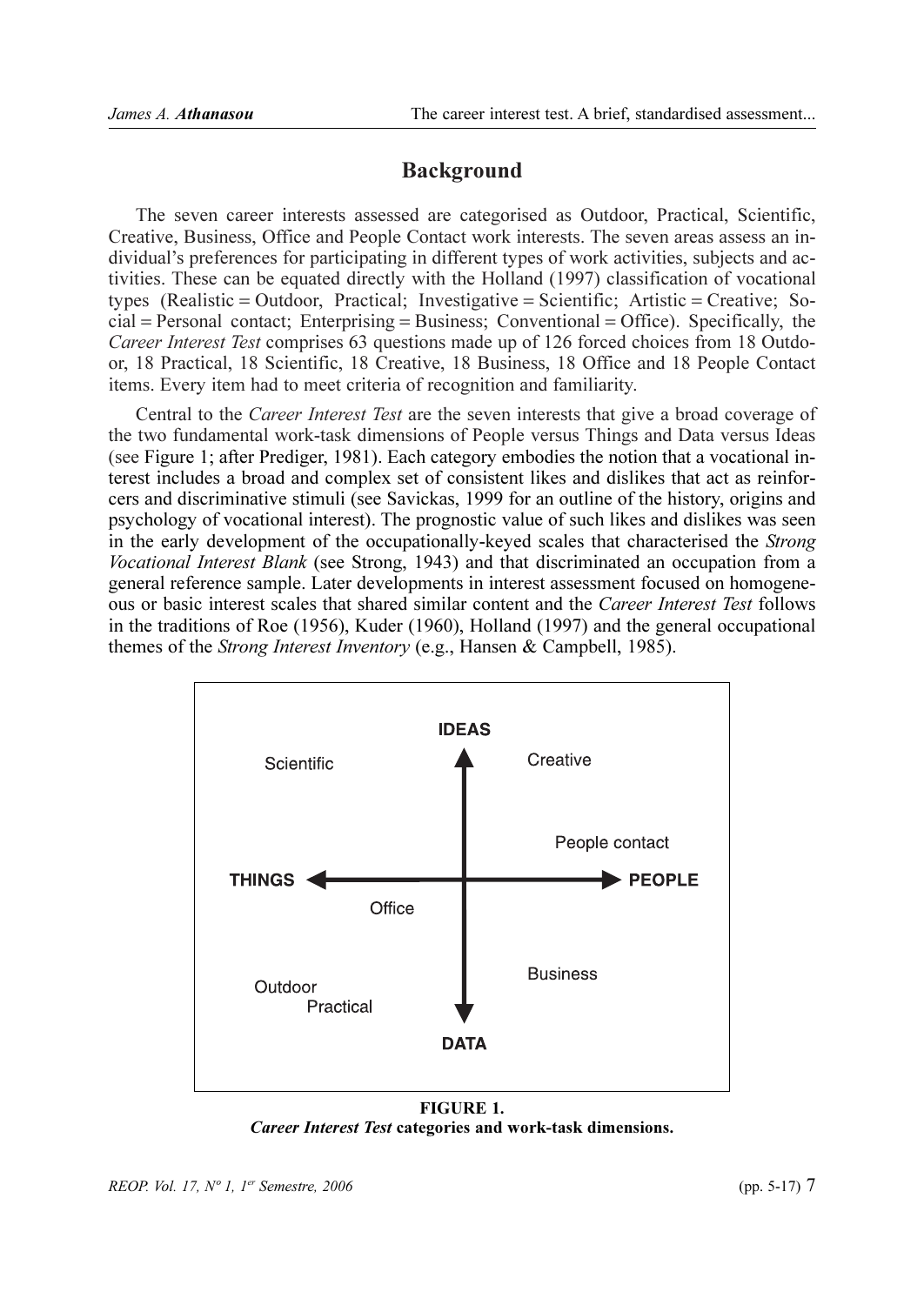## Background

The seven career interests assessed are categorised as Outdoor, Practical, Scientific, Creative, Business, Office and People Contact work interests. The seven areas assess an individual's preferences for participating in different types of work activities, subjects and activities. These can be equated directly with the Holland (1997) classification of vocational types (Realistic = Outdoor, Practical; Investigative = Scientific; Artistic = Creative; Social = Personal contact; Enterprising = Business; Conventional = Office). Specifically, the *Career Interest Test* comprises 63 questions made up of 126 forced choices from 18 Outdoor, 18 Practical, 18 Scientific, 18 Creative, 18 Business, 18 Office and 18 People Contact items. Every item had to meet criteria of recognition and familiarity.

Central to the *Career Interest Test* are the seven interests that give a broad coverage of the two fundamental work-task dimensions of People versus Things and Data versus Ideas (see Figure 1; after Prediger, 1981). Each category embodies the notion that a vocational interest includes a broad and complex set of consistent likes and dislikes that act as reinforcers and discriminative stimuli (see Savickas, 1999 for an outline of the history, origins and psychology of vocational interest). The prognostic value of such likes and dislikes was seen in the early development of the occupationally-keyed scales that characterised the *Strong Vocational Interest Blank* (see Strong, 1943) and that discriminated an occupation from a general reference sample. Later developments in interest assessment focused on homogeneous or basic interest scales that shared similar content and the *Career Interest Test* follows in the traditions of Roe (1956), Kuder (1960), Holland (1997) and the general occupational themes of the *Strong Interest Inventory* (e.g., Hansen & Campbell, 1985).

IDEAS

Scientific — Creative

People contact

THINGS ← → PEOPLE

Office

Business

Outdoor
Practical

DATA

**FIGURE 1.**
***Career Interest Test* categories and work-task dimensions.**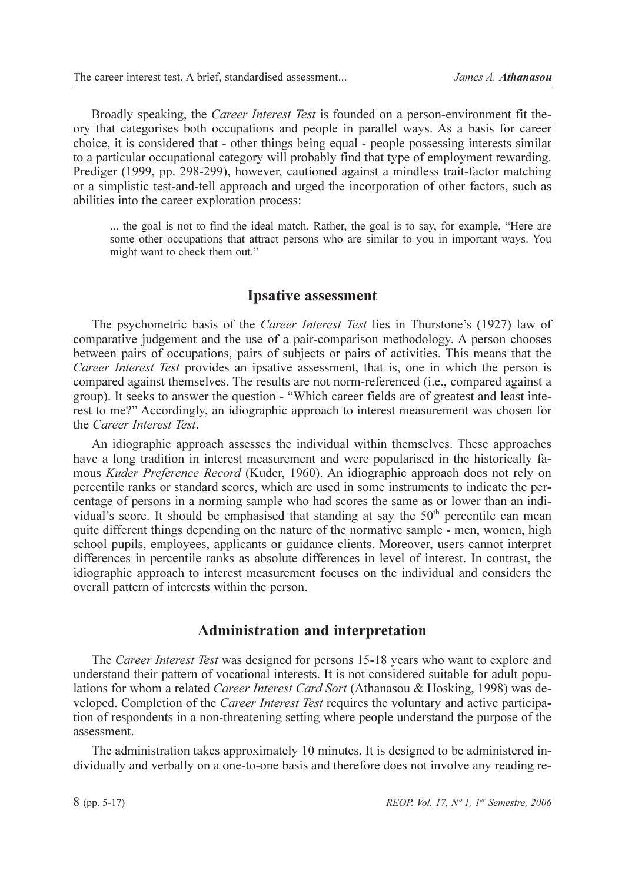Broadly speaking, the *Career Interest Test* is founded on a person-environment fit theory that categorises both occupations and people in parallel ways. As a basis for career choice, it is considered that - other things being equal - people possessing interests similar to a particular occupational category will probably find that type of employment rewarding. Prediger (1999, pp. 298-299), however, cautioned against a mindless trait-factor matching or a simplistic test-and-tell approach and urged the incorporation of other factors, such as abilities into the career exploration process:

> ... the goal is not to find the ideal match. Rather, the goal is to say, for example, "Here are some other occupations that attract persons who are similar to you in important ways. You might want to check them out."

## Ipsative assessment

The psychometric basis of the *Career Interest Test* lies in Thurstone's (1927) law of comparative judgement and the use of a pair-comparison methodology. A person chooses between pairs of occupations, pairs of subjects or pairs of activities. This means that the *Career Interest Test* provides an ipsative assessment, that is, one in which the person is compared against themselves. The results are not norm-referenced (i.e., compared against a group). It seeks to answer the question - "Which career fields are of greatest and least interest to me?" Accordingly, an idiographic approach to interest measurement was chosen for the *Career Interest Test*.

An idiographic approach assesses the individual within themselves. These approaches have a long tradition in interest measurement and were popularised in the historically famous *Kuder Preference Record* (Kuder, 1960). An idiographic approach does not rely on percentile ranks or standard scores, which are used in some instruments to indicate the percentage of persons in a norming sample who had scores the same as or lower than an individual's score. It should be emphasised that standing at say the 50th percentile can mean quite different things depending on the nature of the normative sample - men, women, high school pupils, employees, applicants or guidance clients. Moreover, users cannot interpret differences in percentile ranks as absolute differences in level of interest. In contrast, the idiographic approach to interest measurement focuses on the individual and considers the overall pattern of interests within the person.

## Administration and interpretation

The *Career Interest Test* was designed for persons 15-18 years who want to explore and understand their pattern of vocational interests. It is not considered suitable for adult populations for whom a related *Career Interest Card Sort* (Athanasou & Hosking, 1998) was developed. Completion of the *Career Interest Test* requires the voluntary and active participation of respondents in a non-threatening setting where people understand the purpose of the assessment.

The administration takes approximately 10 minutes. It is designed to be administered individually and verbally on a one-to-one basis and therefore does not involve any reading re-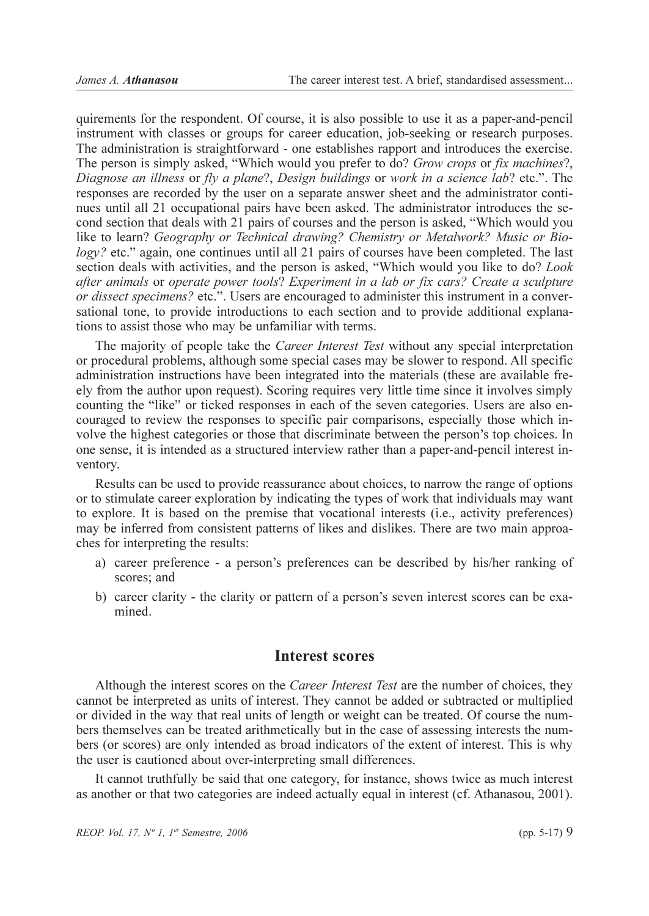quirements for the respondent. Of course, it is also possible to use it as a paper-and-pencil instrument with classes or groups for career education, job-seeking or research purposes. The administration is straightforward - one establishes rapport and introduces the exercise. The person is simply asked, "Which would you prefer to do? *Grow crops* or *fix machines*?, *Diagnose an illness* or *fly a plane*?, *Design buildings* or *work in a science lab*? etc.". The responses are recorded by the user on a separate answer sheet and the administrator continues until all 21 occupational pairs have been asked. The administrator introduces the second section that deals with 21 pairs of courses and the person is asked, "Which would you like to learn? *Geography or Technical drawing? Chemistry or Metalwork? Music or Biology?* etc." again, one continues until all 21 pairs of courses have been completed. The last section deals with activities, and the person is asked, "Which would you like to do? *Look after animals* or *operate power tools*? *Experiment in a lab or fix cars? Create a sculpture or dissect specimens?* etc.". Users are encouraged to administer this instrument in a conversational tone, to provide introductions to each section and to provide additional explanations to assist those who may be unfamiliar with terms.

The majority of people take the *Career Interest Test* without any special interpretation or procedural problems, although some special cases may be slower to respond. All specific administration instructions have been integrated into the materials (these are available freely from the author upon request). Scoring requires very little time since it involves simply counting the "like" or ticked responses in each of the seven categories. Users are also encouraged to review the responses to specific pair comparisons, especially those which involve the highest categories or those that discriminate between the person's top choices. In one sense, it is intended as a structured interview rather than a paper-and-pencil interest inventory.

Results can be used to provide reassurance about choices, to narrow the range of options or to stimulate career exploration by indicating the types of work that individuals may want to explore. It is based on the premise that vocational interests (i.e., activity preferences) may be inferred from consistent patterns of likes and dislikes. There are two main approaches for interpreting the results:

a) career preference - a person's preferences can be described by his/her ranking of scores; and
b) career clarity - the clarity or pattern of a person's seven interest scores can be examined.

## Interest scores

Although the interest scores on the *Career Interest Test* are the number of choices, they cannot be interpreted as units of interest. They cannot be added or subtracted or multiplied or divided in the way that real units of length or weight can be treated. Of course the numbers themselves can be treated arithmetically but in the case of assessing interests the numbers (or scores) are only intended as broad indicators of the extent of interest. This is why the user is cautioned about over-interpreting small differences.

It cannot truthfully be said that one category, for instance, shows twice as much interest as another or that two categories are indeed actually equal in interest (cf. Athanasou, 2001).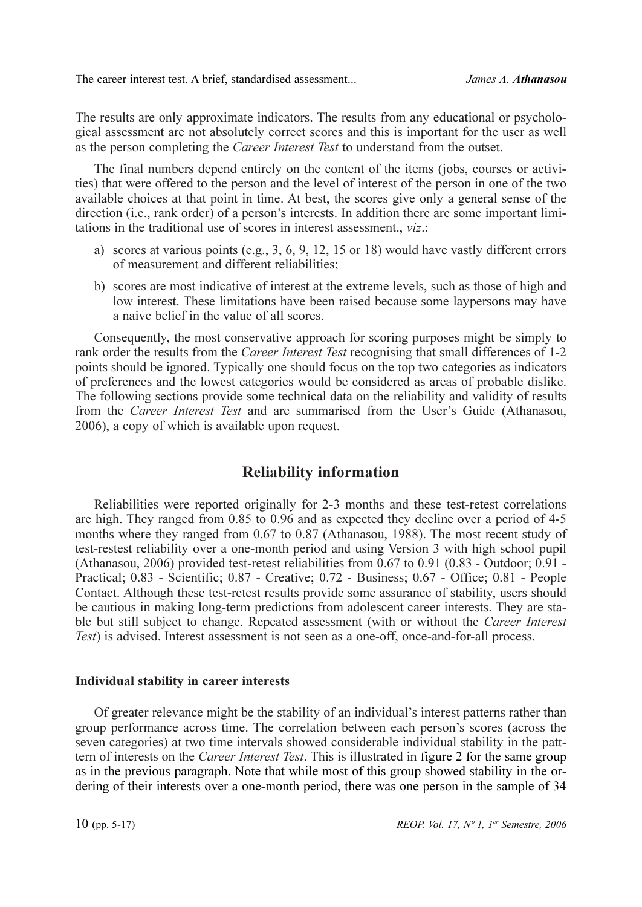The results are only approximate indicators. The results from any educational or psychological assessment are not absolutely correct scores and this is important for the user as well as the person completing the *Career Interest Test* to understand from the outset.

The final numbers depend entirely on the content of the items (jobs, courses or activities) that were offered to the person and the level of interest of the person in one of the two available choices at that point in time. At best, the scores give only a general sense of the direction (i.e., rank order) of a person's interests. In addition there are some important limitations in the traditional use of scores in interest assessment., *viz*.:

a) scores at various points (e.g., 3, 6, 9, 12, 15 or 18) would have vastly different errors of measurement and different reliabilities;
b) scores are most indicative of interest at the extreme levels, such as those of high and low interest. These limitations have been raised because some laypersons may have a naive belief in the value of all scores.

Consequently, the most conservative approach for scoring purposes might be simply to rank order the results from the *Career Interest Test* recognising that small differences of 1-2 points should be ignored. Typically one should focus on the top two categories as indicators of preferences and the lowest categories would be considered as areas of probable dislike. The following sections provide some technical data on the reliability and validity of results from the *Career Interest Test* and are summarised from the User's Guide (Athanasou, 2006), a copy of which is available upon request.

## Reliability information

Reliabilities were reported originally for 2-3 months and these test-retest correlations are high. They ranged from 0.85 to 0.96 and as expected they decline over a period of 4-5 months where they ranged from 0.67 to 0.87 (Athanasou, 1988). The most recent study of test-restest reliability over a one-month period and using Version 3 with high school pupil (Athanasou, 2006) provided test-retest reliabilities from 0.67 to 0.91 (0.83 - Outdoor; 0.91 - Practical; 0.83 - Scientific; 0.87 - Creative; 0.72 - Business; 0.67 - Office; 0.81 - People Contact. Although these test-retest results provide some assurance of stability, users should be cautious in making long-term predictions from adolescent career interests. They are stable but still subject to change. Repeated assessment (with or without the *Career Interest Test*) is advised. Interest assessment is not seen as a one-off, once-and-for-all process.

### Individual stability in career interests

Of greater relevance might be the stability of an individual's interest patterns rather than group performance across time. The correlation between each person's scores (across the seven categories) at two time intervals showed considerable individual stability in the pattern of interests on the *Career Interest Test*. This is illustrated in figure 2 for the same group as in the previous paragraph. Note that while most of this group showed stability in the ordering of their interests over a one-month period, there was one person in the sample of 34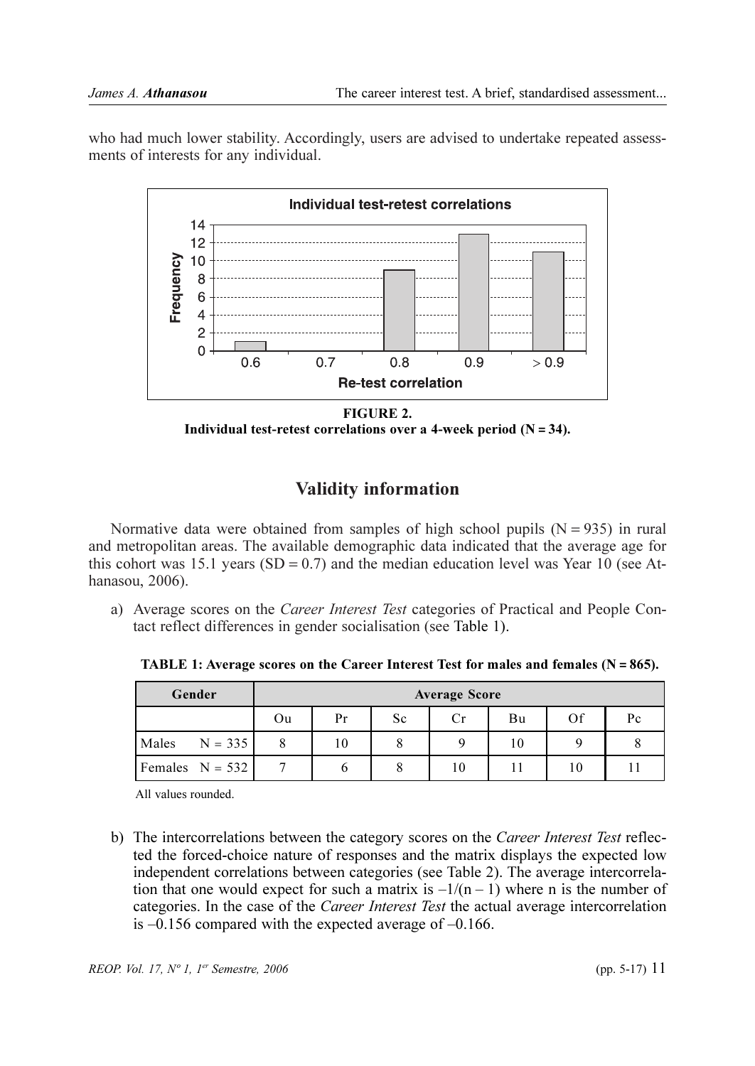who had much lower stability. Accordingly, users are advised to undertake repeated assessments of interests for any individual.

**FIGURE 2.**
**Individual test-retest correlations over a 4-week period (N = 34).**

## Validity information

Normative data were obtained from samples of high school pupils (N = 935) in rural and metropolitan areas. The available demographic data indicated that the average age for this cohort was 15.1 years (SD = 0.7) and the median education level was Year 10 (see Athanasou, 2006).

a) Average scores on the *Career Interest Test* categories of Practical and People Contact reflect differences in gender socialisation (see Table 1).

**TABLE 1: Average scores on the Career Interest Test for males and females (N = 865).**

| Gender | Average Score | | | | | | |
|---|---|---|---|---|---|---|---|
| | Ou | Pr | Sc | Cr | Bu | Of | Pc |
| Males N = 335 | 8 | 10 | 8 | 9 | 10 | 9 | 8 |
| Females N = 532 | 7 | 6 | 8 | 10 | 11 | 10 | 11 |

All values rounded.

b) The intercorrelations between the category scores on the *Career Interest Test* reflected the forced-choice nature of responses and the matrix displays the expected low independent correlations between categories (see Table 2). The average intercorrelation that one would expect for such a matrix is $-1/(n-1)$ where n is the number of categories. In the case of the *Career Interest Test* the actual average intercorrelation is –0.156 compared with the expected average of –0.166.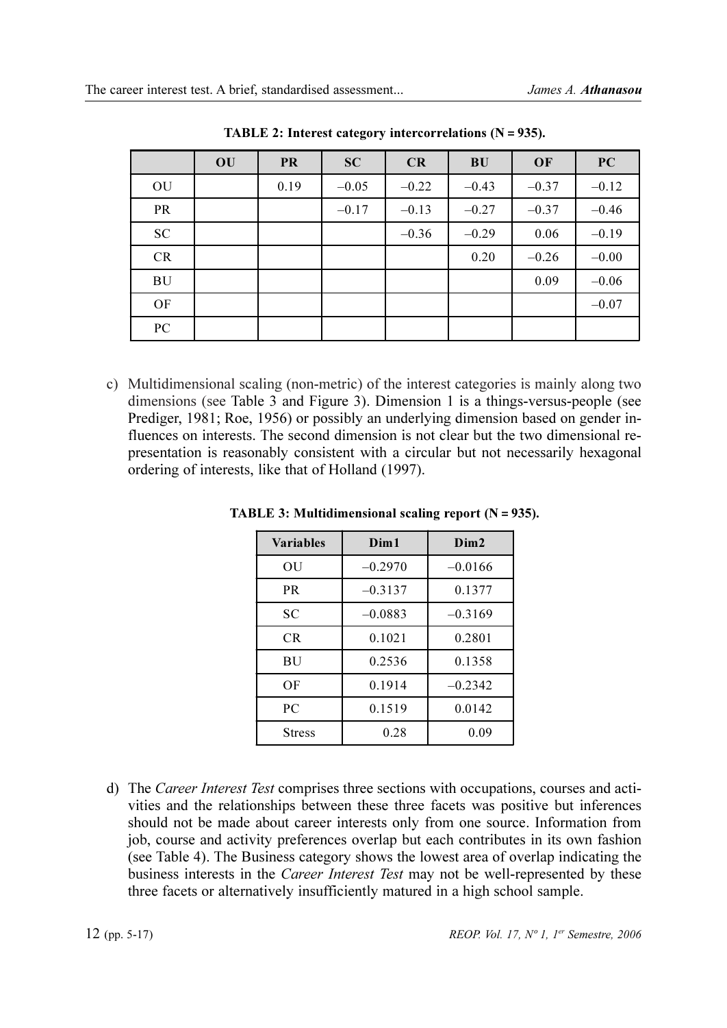**TABLE 2: Interest category intercorrelations (N = 935).**

| | OU | PR | SC | CR | BU | OF | PC |
|---|---|---|---|---|---|---|---|
| OU | | 0.19 | –0.05 | –0.22 | –0.43 | –0.37 | –0.12 |
| PR | | | –0.17 | –0.13 | –0.27 | –0.37 | –0.46 |
| SC | | | | –0.36 | –0.29 | 0.06 | –0.19 |
| CR | | | | | 0.20 | –0.26 | –0.00 |
| BU | | | | | | 0.09 | –0.06 |
| OF | | | | | | | –0.07 |
| PC | | | | | | | |

c) Multidimensional scaling (non-metric) of the interest categories is mainly along two dimensions (see Table 3 and Figure 3). Dimension 1 is a things-versus-people (see Prediger, 1981; Roe, 1956) or possibly an underlying dimension based on gender influences on interests. The second dimension is not clear but the two dimensional representation is reasonably consistent with a circular but not necessarily hexagonal ordering of interests, like that of Holland (1997).

**TABLE 3: Multidimensional scaling report (N = 935).**

| Variables | Dim1 | Dim2 |
|---|---|---|
| OU | –0.2970 | –0.0166 |
| PR | –0.3137 | 0.1377 |
| SC | –0.0883 | –0.3169 |
| CR | 0.1021 | 0.2801 |
| BU | 0.2536 | 0.1358 |
| OF | 0.1914 | –0.2342 |
| PC | 0.1519 | 0.0142 |
| Stress | 0.28 | 0.09 |

d) The *Career Interest Test* comprises three sections with occupations, courses and activities and the relationships between these three facets was positive but inferences should not be made about career interests only from one source. Information from job, course and activity preferences overlap but each contributes in its own fashion (see Table 4). The Business category shows the lowest area of overlap indicating the business interests in the *Career Interest Test* may not be well-represented by these three facets or alternatively insufficiently matured in a high school sample.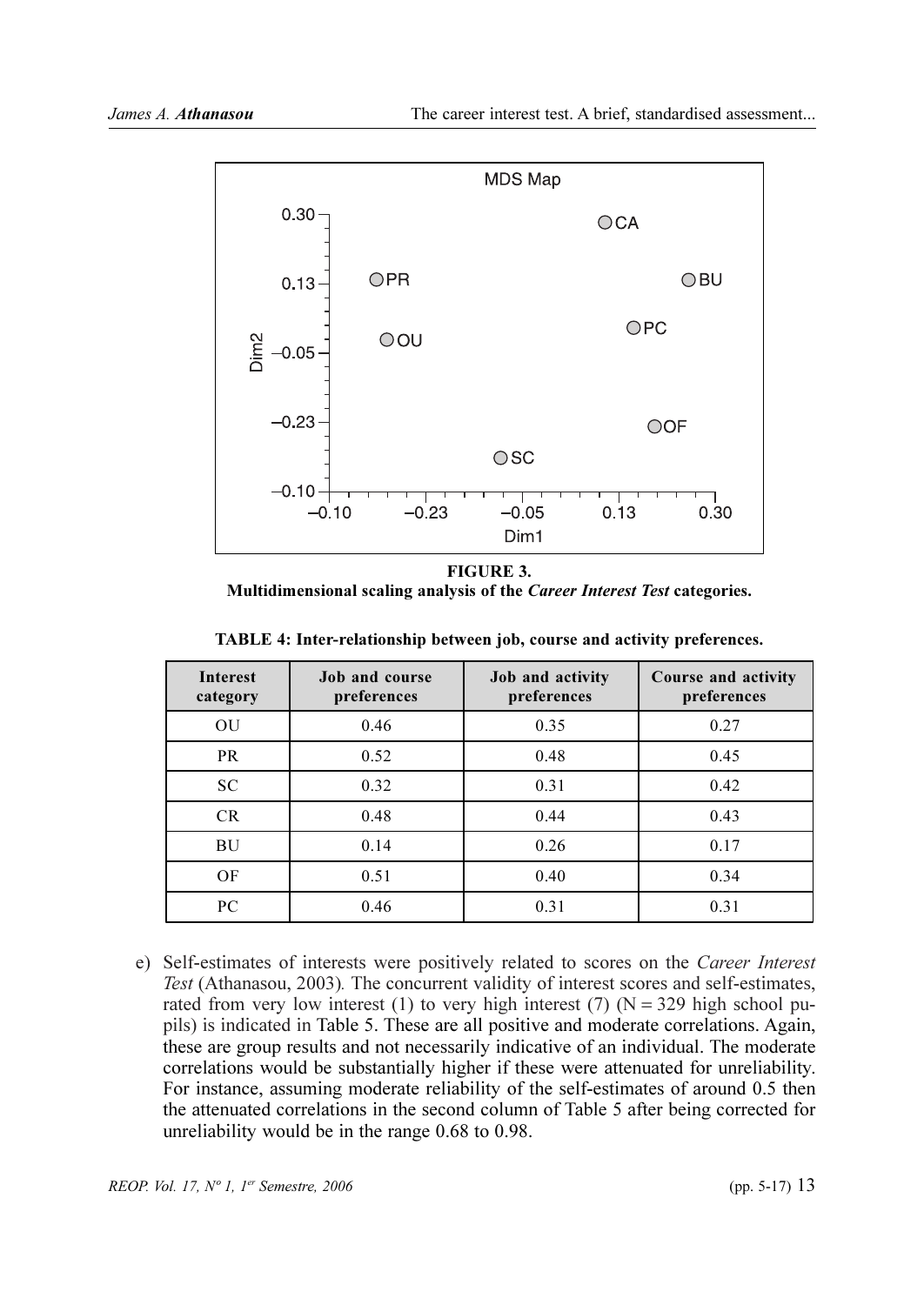**FIGURE 3.**
**Multidimensional scaling analysis of the *Career Interest Test* categories.**

**TABLE 4: Inter-relationship between job, course and activity preferences.**

| Interest category | Job and course preferences | Job and activity preferences | Course and activity preferences |
|---|---|---|---|
| OU | 0.46 | 0.35 | 0.27 |
| PR | 0.52 | 0.48 | 0.45 |
| SC | 0.32 | 0.31 | 0.42 |
| CR | 0.48 | 0.44 | 0.43 |
| BU | 0.14 | 0.26 | 0.17 |
| OF | 0.51 | 0.40 | 0.34 |
| PC | 0.46 | 0.31 | 0.31 |

e) Self-estimates of interests were positively related to scores on the *Career Interest Test* (Athanasou, 2003). The concurrent validity of interest scores and self-estimates, rated from very low interest (1) to very high interest (7) (N = 329 high school pupils) is indicated in Table 5. These are all positive and moderate correlations. Again, these are group results and not necessarily indicative of an individual. The moderate correlations would be substantially higher if these were attenuated for unreliability. For instance, assuming moderate reliability of the self-estimates of around 0.5 then the attenuated correlations in the second column of Table 5 after being corrected for unreliability would be in the range 0.68 to 0.98.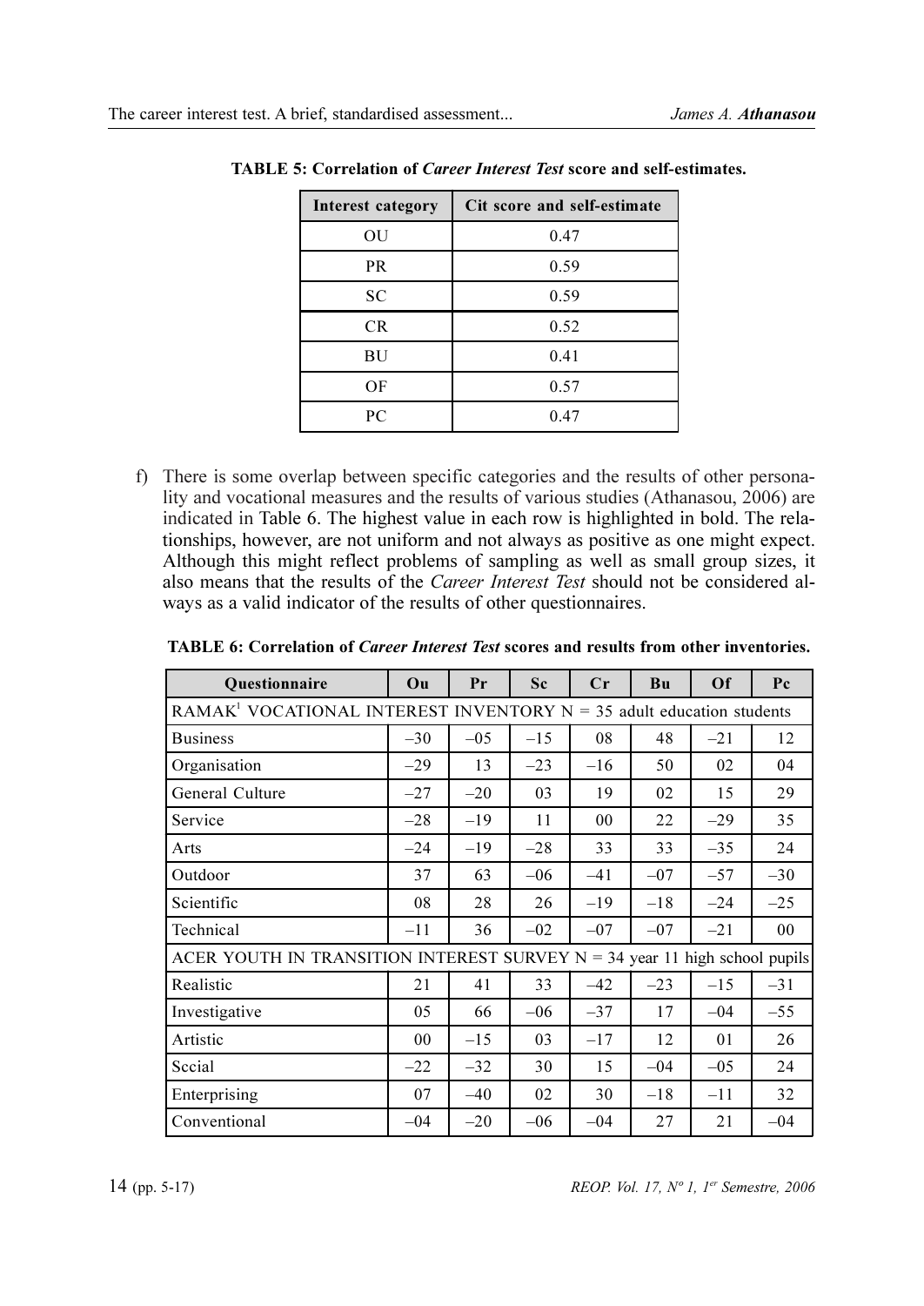**TABLE 5: Correlation of *Career Interest Test* score and self-estimates.**

| Interest category | Cit score and self-estimate |
|---|---|
| OU | 0.47 |
| PR | 0.59 |
| SC | 0.59 |
| CR | 0.52 |
| BU | 0.41 |
| OF | 0.57 |
| PC | 0.47 |

f) There is some overlap between specific categories and the results of other personality and vocational measures and the results of various studies (Athanasou, 2006) are indicated in Table 6. The highest value in each row is highlighted in bold. The relationships, however, are not uniform and not always as positive as one might expect. Although this might reflect problems of sampling as well as small group sizes, it also means that the results of the *Career Interest Test* should not be considered always as a valid indicator of the results of other questionnaires.

**TABLE 6: Correlation of *Career Interest Test* scores and results from other inventories.**

| Questionnaire | Ou | Pr | Sc | Cr | Bu | Of | Pc |
|---|---|---|---|---|---|---|---|
| RAMAK[1] VOCATIONAL INTEREST INVENTORY N = 35 adult education students | | | | | | | |
| Business | –30 | –05 | –15 | 08 | 48 | –21 | 12 |
| Organisation | –29 | 13 | –23 | –16 | 50 | 02 | 04 |
| General Culture | –27 | –20 | 03 | 19 | 02 | 15 | 29 |
| Service | –28 | –19 | 11 | 00 | 22 | –29 | 35 |
| Arts | –24 | –19 | –28 | 33 | 33 | –35 | 24 |
| Outdoor | 37 | 63 | –06 | –41 | –07 | –57 | –30 |
| Scientific | 08 | 28 | 26 | –19 | –18 | –24 | –25 |
| Technical | –11 | 36 | –02 | –07 | –07 | –21 | 00 |
| ACER YOUTH IN TRANSITION INTEREST SURVEY N = 34 year 11 high school pupils | | | | | | | |
| Realistic | 21 | 41 | 33 | –42 | –23 | –15 | –31 |
| Investigative | 05 | 66 | –06 | –37 | 17 | –04 | –55 |
| Artistic | 00 | –15 | 03 | –17 | 12 | 01 | 26 |
| Sccial | –22 | –32 | 30 | 15 | –04 | –05 | 24 |
| Enterprising | 07 | –40 | 02 | 30 | –18 | –11 | 32 |
| Conventional | –04 | –20 | –06 | –04 | 27 | 21 | –04 |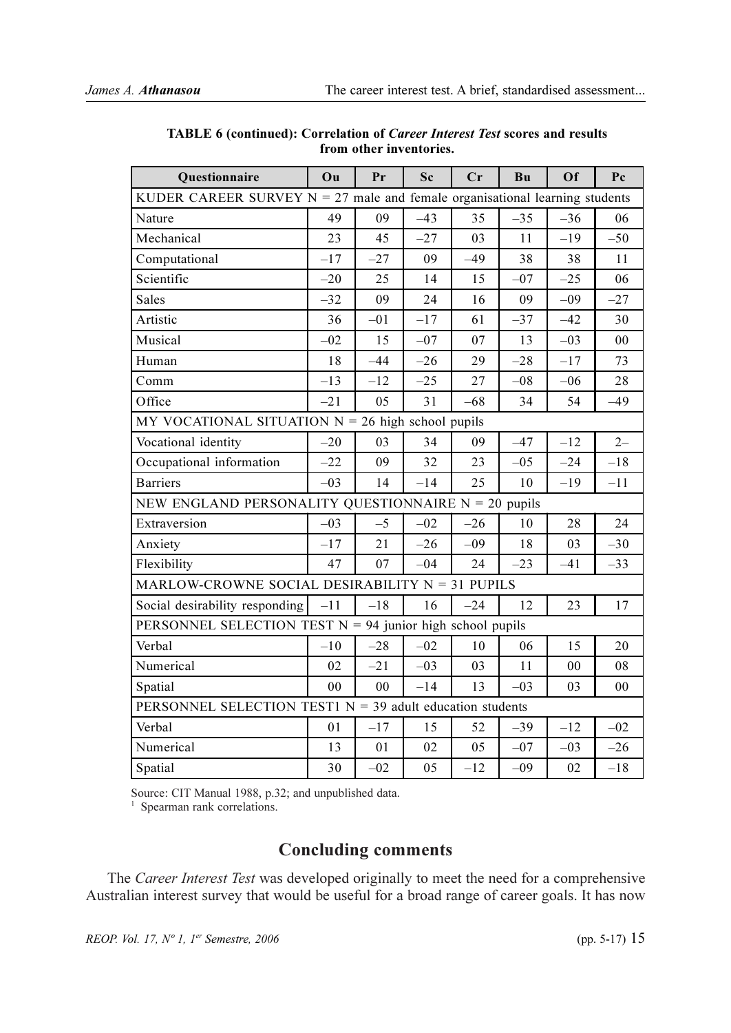**TABLE 6 (continued): Correlation of *Career Interest Test* scores and results from other inventories.**

| Questionnaire | Ou | Pr | Sc | Cr | Bu | Of | Pc |
|---|---|---|---|---|---|---|---|
| KUDER CAREER SURVEY N = 27 male and female organisational learning students | | | | | | | |
| Nature | 49 | 09 | –43 | 35 | –35 | –36 | 06 |
| Mechanical | 23 | 45 | –27 | 03 | 11 | –19 | –50 |
| Computational | –17 | –27 | 09 | –49 | 38 | 38 | 11 |
| Scientific | –20 | 25 | 14 | 15 | –07 | –25 | 06 |
| Sales | –32 | 09 | 24 | 16 | 09 | –09 | –27 |
| Artistic | 36 | –01 | –17 | 61 | –37 | –42 | 30 |
| Musical | –02 | 15 | –07 | 07 | 13 | –03 | 00 |
| Human | 18 | –44 | –26 | 29 | –28 | –17 | 73 |
| Comm | –13 | –12 | –25 | 27 | –08 | –06 | 28 |
| Office | –21 | 05 | 31 | –68 | 34 | 54 | –49 |
| MY VOCATIONAL SITUATION N = 26 high school pupils | | | | | | | |
| Vocational identity | –20 | 03 | 34 | 09 | –47 | –12 | 2– |
| Occupational information | –22 | 09 | 32 | 23 | –05 | –24 | –18 |
| Barriers | –03 | 14 | –14 | 25 | 10 | –19 | –11 |
| NEW ENGLAND PERSONALITY QUESTIONNAIRE N = 20 pupils | | | | | | | |
| Extraversion | –03 | –5 | –02 | –26 | 10 | 28 | 24 |
| Anxiety | –17 | 21 | –26 | –09 | 18 | 03 | –30 |
| Flexibility | 47 | 07 | –04 | 24 | –23 | –41 | –33 |
| MARLOW-CROWNE SOCIAL DESIRABILITY N = 31 PUPILS | | | | | | | |
| Social desirability responding | –11 | –18 | 16 | –24 | 12 | 23 | 17 |
| PERSONNEL SELECTION TEST N = 94 junior high school pupils | | | | | | | |
| Verbal | –10 | –28 | –02 | 10 | 06 | 15 | 20 |
| Numerical | 02 | –21 | –03 | 03 | 11 | 00 | 08 |
| Spatial | 00 | 00 | –14 | 13 | –03 | 03 | 00 |
| PERSONNEL SELECTION TEST[1] N = 39 adult education students | | | | | | | |
| Verbal | 01 | –17 | 15 | 52 | –39 | –12 | –02 |
| Numerical | 13 | 01 | 02 | 05 | –07 | –03 | –26 |
| Spatial | 30 | –02 | 05 | –12 | –09 | 02 | –18 |

Source: CIT Manual 1988, p.32; and unpublished data.
[1] Spearman rank correlations.

## Concluding comments

The *Career Interest Test* was developed originally to meet the need for a comprehensive Australian interest survey that would be useful for a broad range of career goals. It has now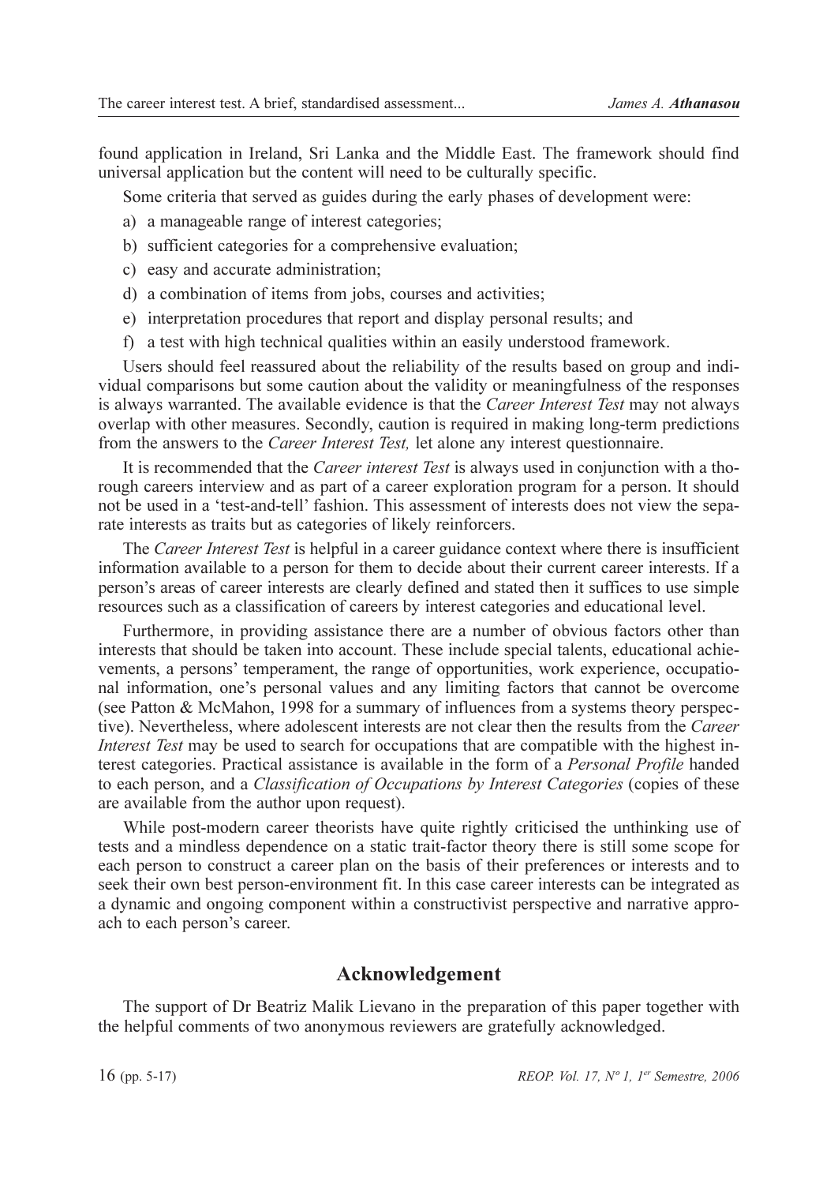found application in Ireland, Sri Lanka and the Middle East. The framework should find universal application but the content will need to be culturally specific.

Some criteria that served as guides during the early phases of development were:

a) a manageable range of interest categories;
b) sufficient categories for a comprehensive evaluation;
c) easy and accurate administration;
d) a combination of items from jobs, courses and activities;
e) interpretation procedures that report and display personal results; and
f) a test with high technical qualities within an easily understood framework.

Users should feel reassured about the reliability of the results based on group and individual comparisons but some caution about the validity or meaningfulness of the responses is always warranted. The available evidence is that the *Career Interest Test* may not always overlap with other measures. Secondly, caution is required in making long-term predictions from the answers to the *Career Interest Test,* let alone any interest questionnaire.

It is recommended that the *Career interest Test* is always used in conjunction with a thorough careers interview and as part of a career exploration program for a person. It should not be used in a 'test-and-tell' fashion. This assessment of interests does not view the separate interests as traits but as categories of likely reinforcers.

The *Career Interest Test* is helpful in a career guidance context where there is insufficient information available to a person for them to decide about their current career interests. If a person's areas of career interests are clearly defined and stated then it suffices to use simple resources such as a classification of careers by interest categories and educational level.

Furthermore, in providing assistance there are a number of obvious factors other than interests that should be taken into account. These include special talents, educational achievements, a persons' temperament, the range of opportunities, work experience, occupational information, one's personal values and any limiting factors that cannot be overcome (see Patton & McMahon, 1998 for a summary of influences from a systems theory perspective). Nevertheless, where adolescent interests are not clear then the results from the *Career Interest Test* may be used to search for occupations that are compatible with the highest interest categories. Practical assistance is available in the form of a *Personal Profile* handed to each person, and a *Classification of Occupations by Interest Categories* (copies of these are available from the author upon request).

While post-modern career theorists have quite rightly criticised the unthinking use of tests and a mindless dependence on a static trait-factor theory there is still some scope for each person to construct a career plan on the basis of their preferences or interests and to seek their own best person-environment fit. In this case career interests can be integrated as a dynamic and ongoing component within a constructivist perspective and narrative approach to each person's career.

## Acknowledgement

The support of Dr Beatriz Malik Lievano in the preparation of this paper together with the helpful comments of two anonymous reviewers are gratefully acknowledged.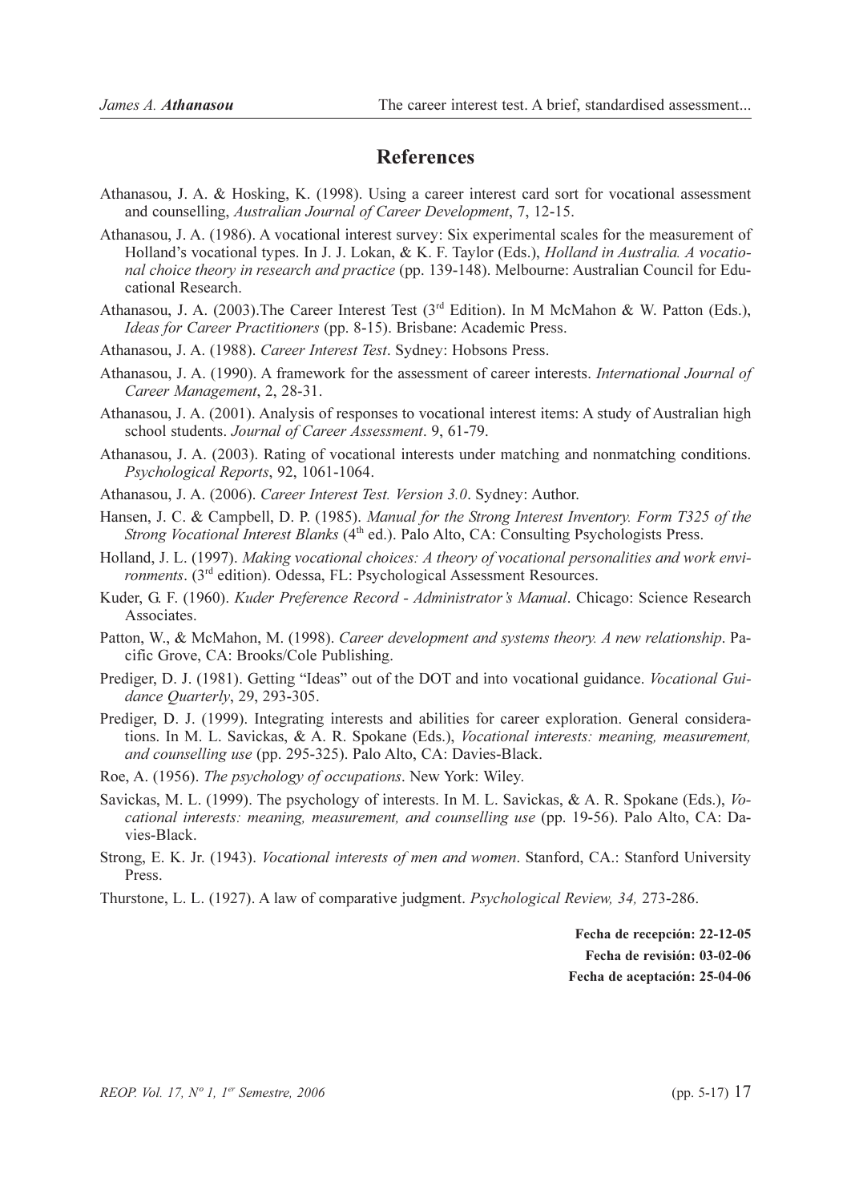## References

Athanasou, J. A. & Hosking, K. (1998). Using a career interest card sort for vocational assessment and counselling, *Australian Journal of Career Development*, 7, 12-15.

Athanasou, J. A. (1986). A vocational interest survey: Six experimental scales for the measurement of Holland's vocational types. In J. J. Lokan, & K. F. Taylor (Eds.), *Holland in Australia. A vocational choice theory in research and practice* (pp. 139-148). Melbourne: Australian Council for Educational Research.

Athanasou, J. A. (2003).The Career Interest Test (3rd Edition). In M McMahon & W. Patton (Eds.), *Ideas for Career Practitioners* (pp. 8-15). Brisbane: Academic Press.

Athanasou, J. A. (1988). *Career Interest Test*. Sydney: Hobsons Press.

Athanasou, J. A. (1990). A framework for the assessment of career interests. *International Journal of Career Management*, 2, 28-31.

Athanasou, J. A. (2001). Analysis of responses to vocational interest items: A study of Australian high school students. *Journal of Career Assessment*. 9, 61-79.

Athanasou, J. A. (2003). Rating of vocational interests under matching and nonmatching conditions. *Psychological Reports*, 92, 1061-1064.

Athanasou, J. A. (2006). *Career Interest Test. Version 3.0*. Sydney: Author.

Hansen, J. C. & Campbell, D. P. (1985). *Manual for the Strong Interest Inventory. Form T325 of the Strong Vocational Interest Blanks* (4th ed.). Palo Alto, CA: Consulting Psychologists Press.

Holland, J. L. (1997). *Making vocational choices: A theory of vocational personalities and work environments*. (3rd edition). Odessa, FL: Psychological Assessment Resources.

Kuder, G. F. (1960). *Kuder Preference Record - Administrator's Manual*. Chicago: Science Research Associates.

Patton, W., & McMahon, M. (1998). *Career development and systems theory. A new relationship*. Pacific Grove, CA: Brooks/Cole Publishing.

Prediger, D. J. (1981). Getting "Ideas" out of the DOT and into vocational guidance. *Vocational Guidance Quarterly*, 29, 293-305.

Prediger, D. J. (1999). Integrating interests and abilities for career exploration. General considerations. In M. L. Savickas, & A. R. Spokane (Eds.), *Vocational interests: meaning, measurement, and counselling use* (pp. 295-325). Palo Alto, CA: Davies-Black.

Roe, A. (1956). *The psychology of occupations*. New York: Wiley.

Savickas, M. L. (1999). The psychology of interests. In M. L. Savickas, & A. R. Spokane (Eds.), *Vocational interests: meaning, measurement, and counselling use* (pp. 19-56). Palo Alto, CA: Davies-Black.

Strong, E. K. Jr. (1943). *Vocational interests of men and women*. Stanford, CA.: Stanford University Press.

Thurstone, L. L. (1927). A law of comparative judgment. *Psychological Review, 34,* 273-286.

**Fecha de recepción: 22-12-05**
**Fecha de revisión: 03-02-06**
**Fecha de aceptación: 25-04-06**